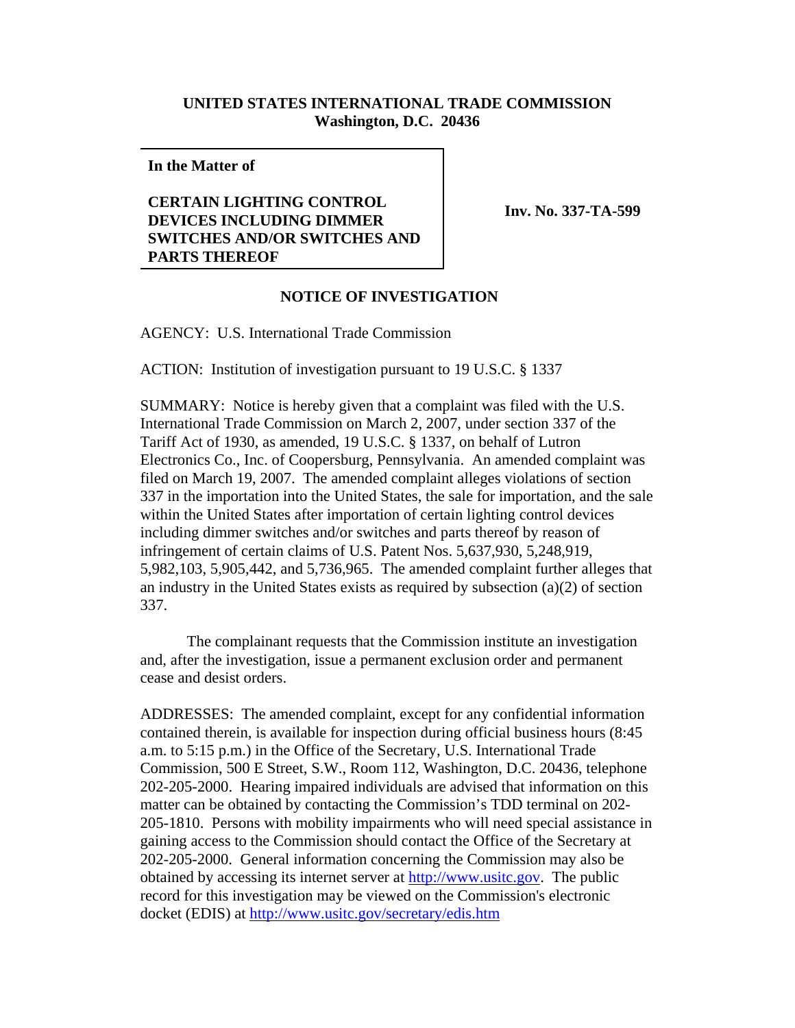**UNITED STATES INTERNATIONAL TRADE COMMISSION**
**Washington, D.C. 20436**

| **In the Matter of**<br><br>**CERTAIN LIGHTING CONTROL DEVICES INCLUDING DIMMER SWITCHES AND/OR SWITCHES AND PARTS THEREOF** | **Inv. No. 337-TA-599** |
|---|---|

## NOTICE OF INVESTIGATION

AGENCY: U.S. International Trade Commission

ACTION: Institution of investigation pursuant to 19 U.S.C. § 1337

SUMMARY: Notice is hereby given that a complaint was filed with the U.S. International Trade Commission on March 2, 2007, under section 337 of the Tariff Act of 1930, as amended, 19 U.S.C. § 1337, on behalf of Lutron Electronics Co., Inc. of Coopersburg, Pennsylvania. An amended complaint was filed on March 19, 2007. The amended complaint alleges violations of section 337 in the importation into the United States, the sale for importation, and the sale within the United States after importation of certain lighting control devices including dimmer switches and/or switches and parts thereof by reason of infringement of certain claims of U.S. Patent Nos. 5,637,930, 5,248,919, 5,982,103, 5,905,442, and 5,736,965. The amended complaint further alleges that an industry in the United States exists as required by subsection (a)(2) of section 337.

The complainant requests that the Commission institute an investigation and, after the investigation, issue a permanent exclusion order and permanent cease and desist orders.

ADDRESSES: The amended complaint, except for any confidential information contained therein, is available for inspection during official business hours (8:45 a.m. to 5:15 p.m.) in the Office of the Secretary, U.S. International Trade Commission, 500 E Street, S.W., Room 112, Washington, D.C. 20436, telephone 202-205-2000. Hearing impaired individuals are advised that information on this matter can be obtained by contacting the Commission's TDD terminal on 202-205-1810. Persons with mobility impairments who will need special assistance in gaining access to the Commission should contact the Office of the Secretary at 202-205-2000. General information concerning the Commission may also be obtained by accessing its internet server at http://www.usitc.gov. The public record for this investigation may be viewed on the Commission's electronic docket (EDIS) at http://www.usitc.gov/secretary/edis.htm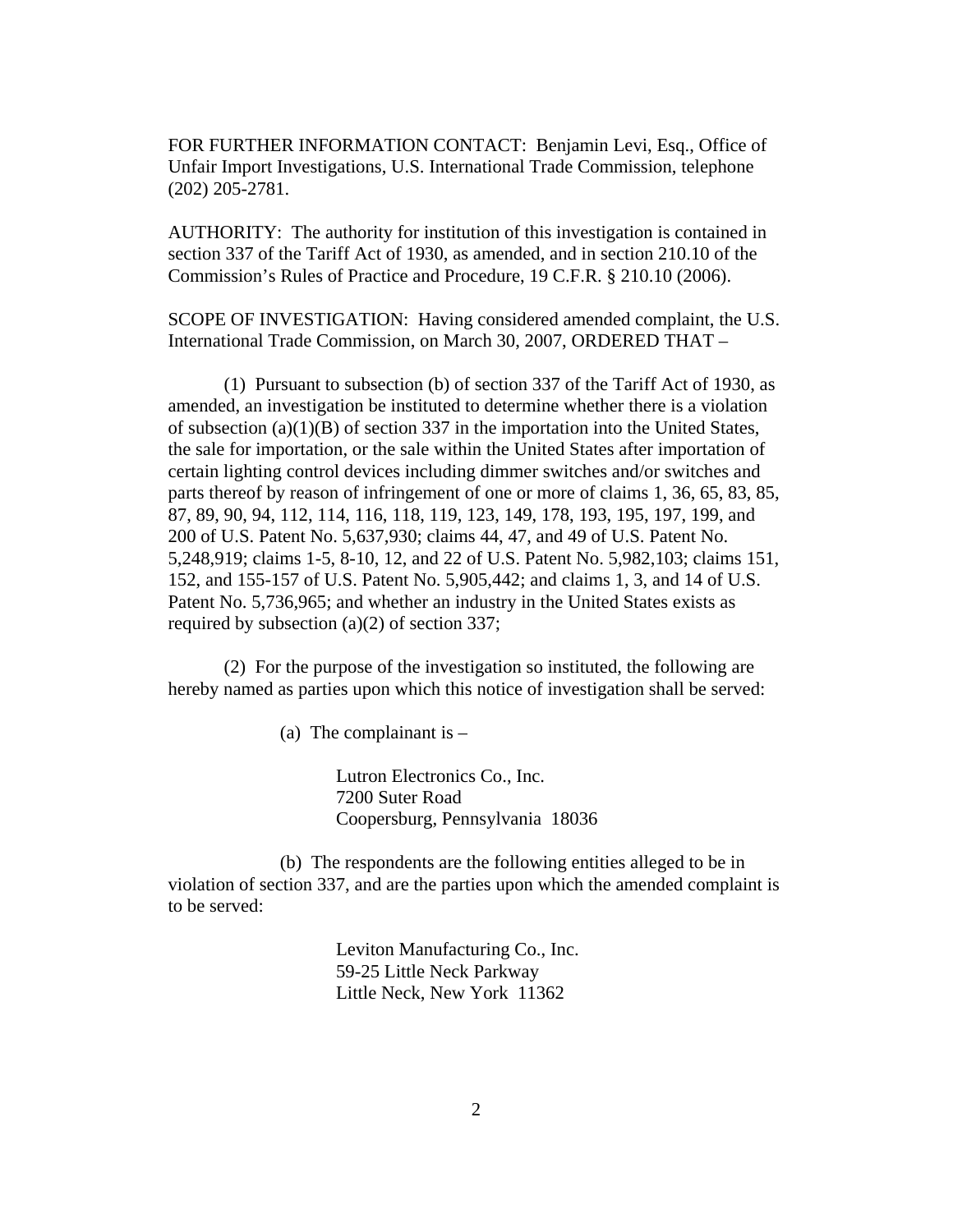FOR FURTHER INFORMATION CONTACT: Benjamin Levi, Esq., Office of Unfair Import Investigations, U.S. International Trade Commission, telephone (202) 205-2781.

AUTHORITY: The authority for institution of this investigation is contained in section 337 of the Tariff Act of 1930, as amended, and in section 210.10 of the Commission's Rules of Practice and Procedure, 19 C.F.R. § 210.10 (2006).

SCOPE OF INVESTIGATION: Having considered amended complaint, the U.S. International Trade Commission, on March 30, 2007, ORDERED THAT –

(1) Pursuant to subsection (b) of section 337 of the Tariff Act of 1930, as amended, an investigation be instituted to determine whether there is a violation of subsection (a)(1)(B) of section 337 in the importation into the United States, the sale for importation, or the sale within the United States after importation of certain lighting control devices including dimmer switches and/or switches and parts thereof by reason of infringement of one or more of claims 1, 36, 65, 83, 85, 87, 89, 90, 94, 112, 114, 116, 118, 119, 123, 149, 178, 193, 195, 197, 199, and 200 of U.S. Patent No. 5,637,930; claims 44, 47, and 49 of U.S. Patent No. 5,248,919; claims 1-5, 8-10, 12, and 22 of U.S. Patent No. 5,982,103; claims 151, 152, and 155-157 of U.S. Patent No. 5,905,442; and claims 1, 3, and 14 of U.S. Patent No. 5,736,965; and whether an industry in the United States exists as required by subsection (a)(2) of section 337;

(2) For the purpose of the investigation so instituted, the following are hereby named as parties upon which this notice of investigation shall be served:

(a) The complainant is –

Lutron Electronics Co., Inc.
7200 Suter Road
Coopersburg, Pennsylvania 18036

(b) The respondents are the following entities alleged to be in violation of section 337, and are the parties upon which the amended complaint is to be served:

Leviton Manufacturing Co., Inc.
59-25 Little Neck Parkway
Little Neck, New York 11362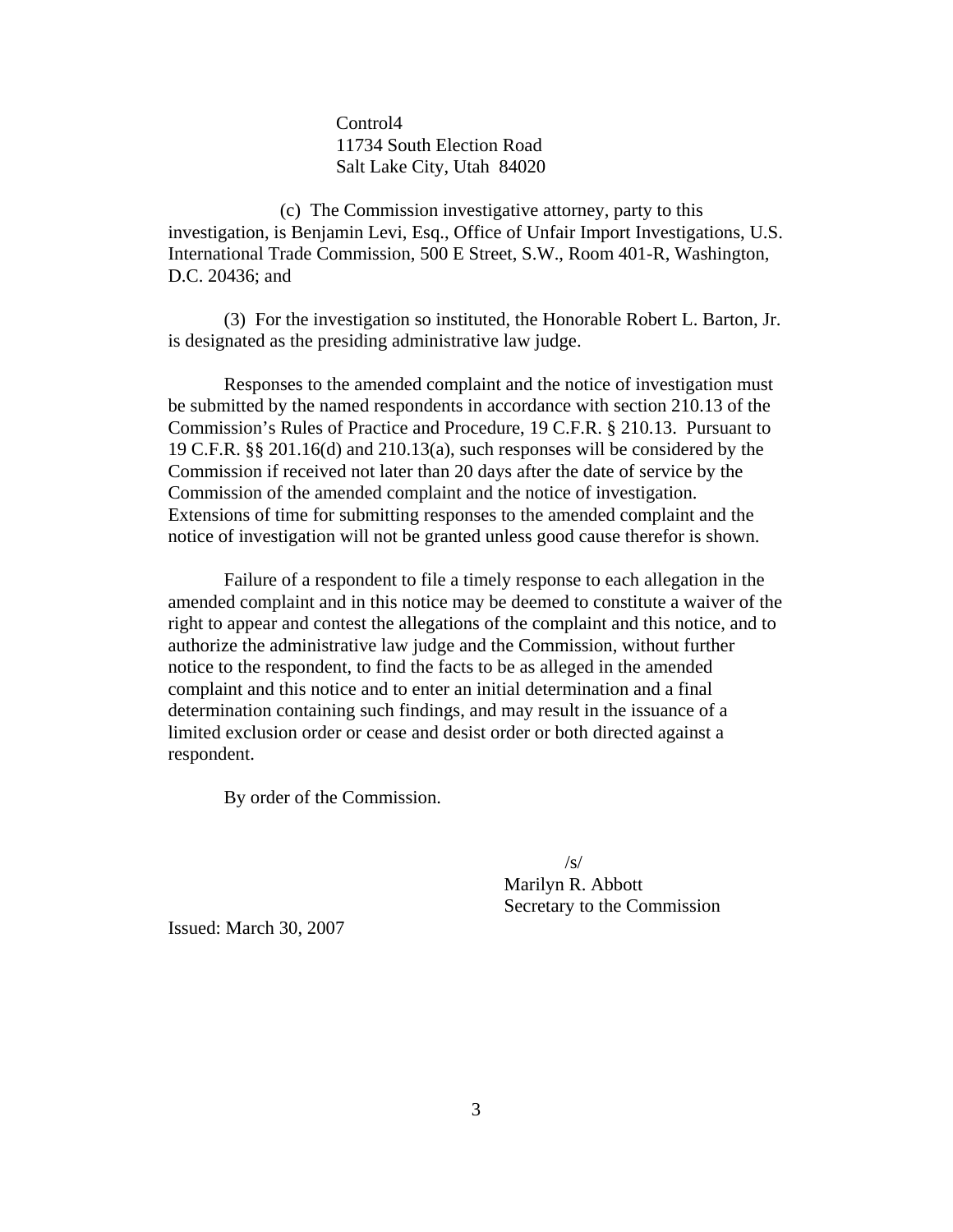Control4
11734 South Election Road
Salt Lake City, Utah  84020

(c)  The Commission investigative attorney, party to this investigation, is Benjamin Levi, Esq., Office of Unfair Import Investigations, U.S. International Trade Commission, 500 E Street, S.W., Room 401-R, Washington, D.C. 20436; and

(3)  For the investigation so instituted, the Honorable Robert L. Barton, Jr. is designated as the presiding administrative law judge.

Responses to the amended complaint and the notice of investigation must be submitted by the named respondents in accordance with section 210.13 of the Commission's Rules of Practice and Procedure, 19 C.F.R. § 210.13.  Pursuant to 19 C.F.R. §§ 201.16(d) and 210.13(a), such responses will be considered by the Commission if received not later than 20 days after the date of service by the Commission of the amended complaint and the notice of investigation. Extensions of time for submitting responses to the amended complaint and the notice of investigation will not be granted unless good cause therefor is shown.

Failure of a respondent to file a timely response to each allegation in the amended complaint and in this notice may be deemed to constitute a waiver of the right to appear and contest the allegations of the complaint and this notice, and to authorize the administrative law judge and the Commission, without further notice to the respondent, to find the facts to be as alleged in the amended complaint and this notice and to enter an initial determination and a final determination containing such findings, and may result in the issuance of a limited exclusion order or cease and desist order or both directed against a respondent.

By order of the Commission.

/s/
Marilyn R. Abbott
Secretary to the Commission

Issued: March 30, 2007